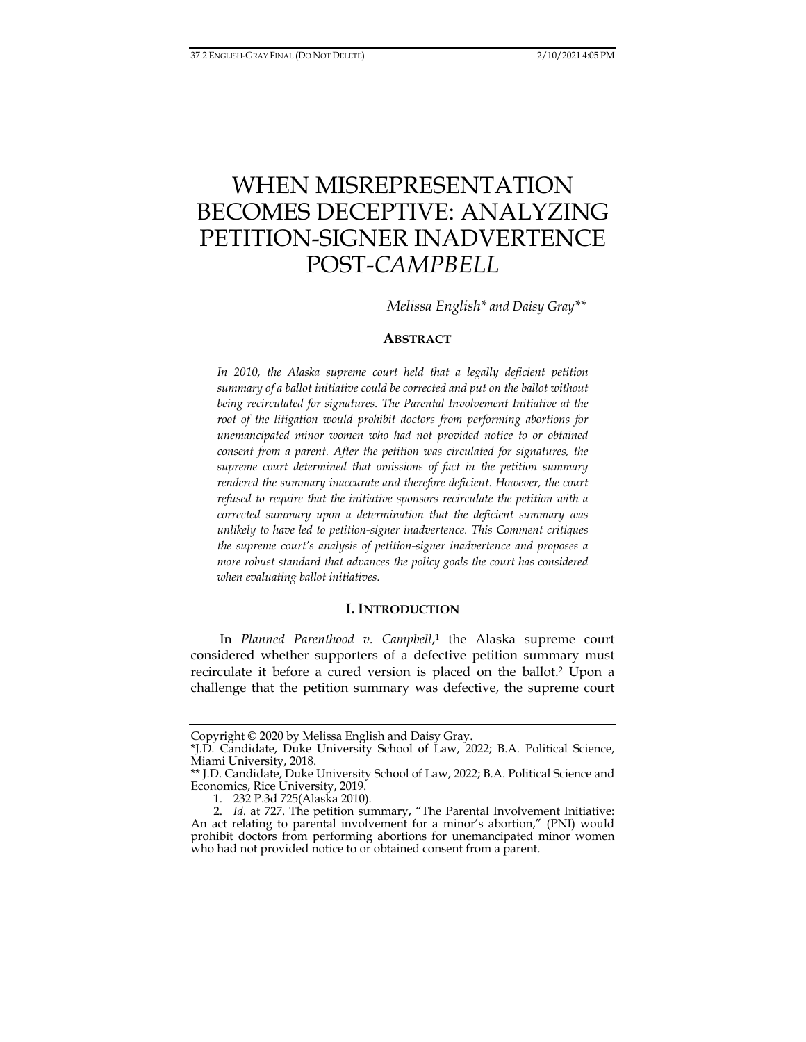# WHEN MISREPRESENTATION BECOMES DECEPTIVE: ANALYZING PETITION-SIGNER INADVERTENCE POST-*CAMPBELL*

*Melissa English\* and Daisy Gray\*\**

## ABSTRACT

*In 2010, the Alaska supreme court held that a legally deficient petition summary of a ballot initiative could be corrected and put on the ballot without being recirculated for signatures. The Parental Involvement Initiative at the root of the litigation would prohibit doctors from performing abortions for unemancipated minor women who had not provided notice to or obtained consent from a parent. After the petition was circulated for signatures, the supreme court determined that omissions of fact in the petition summary rendered the summary inaccurate and therefore deficient. However, the court refused to require that the initiative sponsors recirculate the petition with a corrected summary upon a determination that the deficient summary was unlikely to have led to petition-signer inadvertence. This Comment critiques the supreme court's analysis of petition-signer inadvertence and proposes a more robust standard that advances the policy goals the court has considered when evaluating ballot initiatives.*

## I. INTRODUCTION

In *Planned Parenthood v. Campbell*,[1] the Alaska supreme court considered whether supporters of a defective petition summary must recirculate it before a cured version is placed on the ballot.[2] Upon a challenge that the petition summary was defective, the supreme court

---

Copyright © 2020 by Melissa English and Daisy Gray.

\*J.D. Candidate, Duke University School of Law, 2022; B.A. Political Science, Miami University, 2018.

\*\* J.D. Candidate, Duke University School of Law, 2022; B.A. Political Science and Economics, Rice University, 2019.

1. 232 P.3d 725(Alaska 2010).

2. *Id.* at 727. The petition summary, "The Parental Involvement Initiative: An act relating to parental involvement for a minor's abortion," (PNI) would prohibit doctors from performing abortions for unemancipated minor women who had not provided notice to or obtained consent from a parent.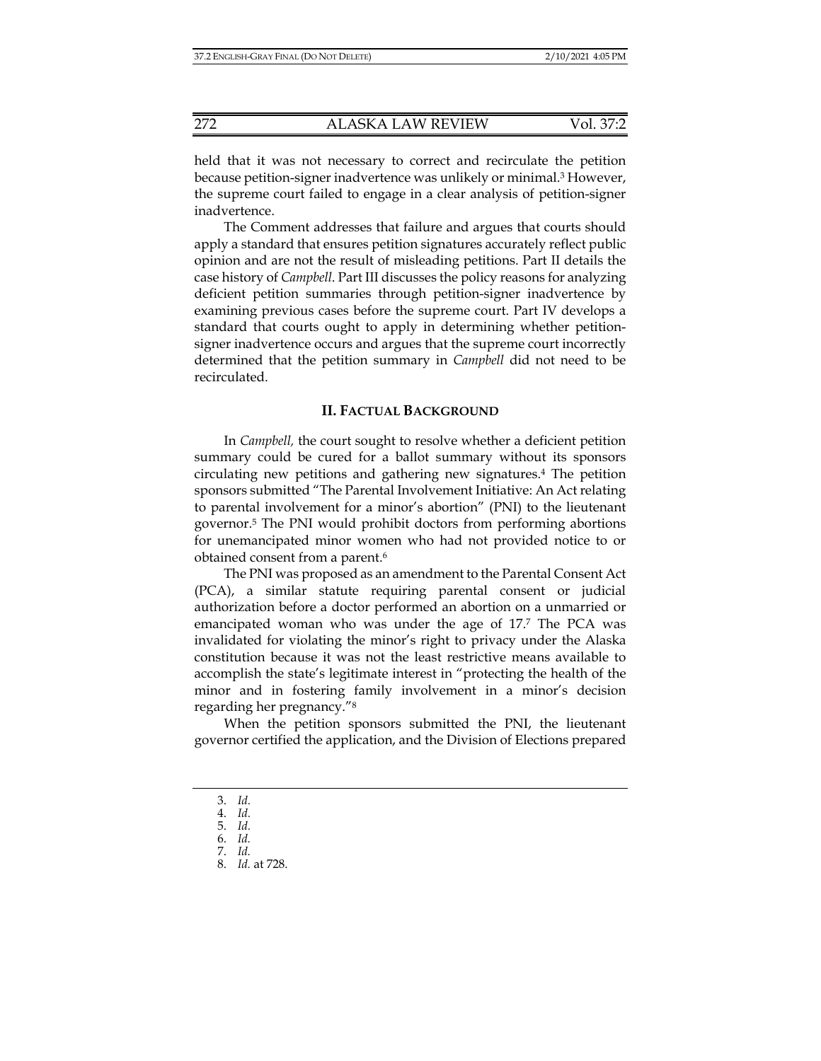held that it was not necessary to correct and recirculate the petition because petition-signer inadvertence was unlikely or minimal.[3] However, the supreme court failed to engage in a clear analysis of petition-signer inadvertence.

The Comment addresses that failure and argues that courts should apply a standard that ensures petition signatures accurately reflect public opinion and are not the result of misleading petitions. Part II details the case history of *Campbell*. Part III discusses the policy reasons for analyzing deficient petition summaries through petition-signer inadvertence by examining previous cases before the supreme court. Part IV develops a standard that courts ought to apply in determining whether petition-signer inadvertence occurs and argues that the supreme court incorrectly determined that the petition summary in *Campbell* did not need to be recirculated.

## II. FACTUAL BACKGROUND

In *Campbell,* the court sought to resolve whether a deficient petition summary could be cured for a ballot summary without its sponsors circulating new petitions and gathering new signatures.[4] The petition sponsors submitted "The Parental Involvement Initiative: An Act relating to parental involvement for a minor's abortion" (PNI) to the lieutenant governor.[5] The PNI would prohibit doctors from performing abortions for unemancipated minor women who had not provided notice to or obtained consent from a parent.[6]

The PNI was proposed as an amendment to the Parental Consent Act (PCA), a similar statute requiring parental consent or judicial authorization before a doctor performed an abortion on a unmarried or emancipated woman who was under the age of 17.[7] The PCA was invalidated for violating the minor's right to privacy under the Alaska constitution because it was not the least restrictive means available to accomplish the state's legitimate interest in "protecting the health of the minor and in fostering family involvement in a minor's decision regarding her pregnancy."[8]

When the petition sponsors submitted the PNI, the lieutenant governor certified the application, and the Division of Elections prepared

---

3. *Id.*
4. *Id.*
5. *Id.*
6. *Id.*
7. *Id.*
8. *Id.* at 728.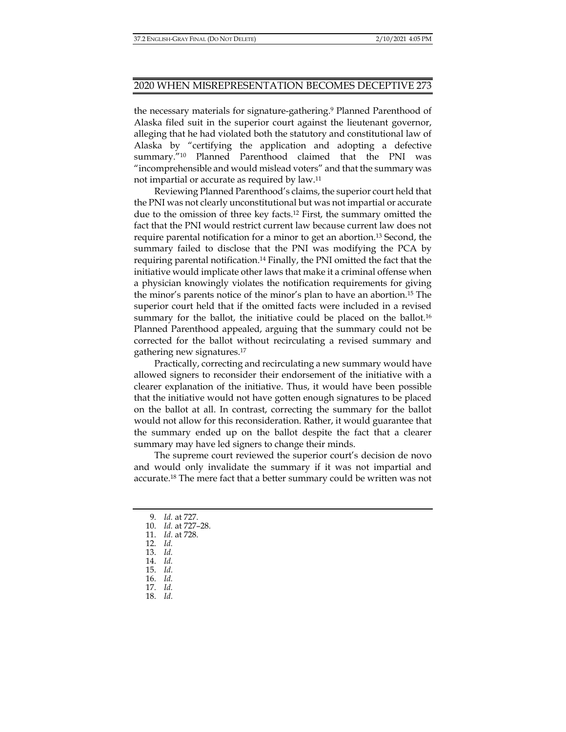the necessary materials for signature-gathering.[9] Planned Parenthood of Alaska filed suit in the superior court against the lieutenant governor, alleging that he had violated both the statutory and constitutional law of Alaska by "certifying the application and adopting a defective summary."[10] Planned Parenthood claimed that the PNI was "incomprehensible and would mislead voters" and that the summary was not impartial or accurate as required by law.[11]

Reviewing Planned Parenthood's claims, the superior court held that the PNI was not clearly unconstitutional but was not impartial or accurate due to the omission of three key facts.[12] First, the summary omitted the fact that the PNI would restrict current law because current law does not require parental notification for a minor to get an abortion.[13] Second, the summary failed to disclose that the PNI was modifying the PCA by requiring parental notification.[14] Finally, the PNI omitted the fact that the initiative would implicate other laws that make it a criminal offense when a physician knowingly violates the notification requirements for giving the minor's parents notice of the minor's plan to have an abortion.[15] The superior court held that if the omitted facts were included in a revised summary for the ballot, the initiative could be placed on the ballot.[16] Planned Parenthood appealed, arguing that the summary could not be corrected for the ballot without recirculating a revised summary and gathering new signatures.[17]

Practically, correcting and recirculating a new summary would have allowed signers to reconsider their endorsement of the initiative with a clearer explanation of the initiative. Thus, it would have been possible that the initiative would not have gotten enough signatures to be placed on the ballot at all. In contrast, correcting the summary for the ballot would not allow for this reconsideration. Rather, it would guarantee that the summary ended up on the ballot despite the fact that a clearer summary may have led signers to change their minds.

The supreme court reviewed the superior court's decision de novo and would only invalidate the summary if it was not impartial and accurate.[18] The mere fact that a better summary could be written was not

---

9. *Id.* at 727.
10. *Id.* at 727–28.
11. *Id.* at 728.
12. *Id.*
13. *Id.*
14. *Id.*
15. *Id.*
16. *Id.*
17. *Id.*
18. *Id.*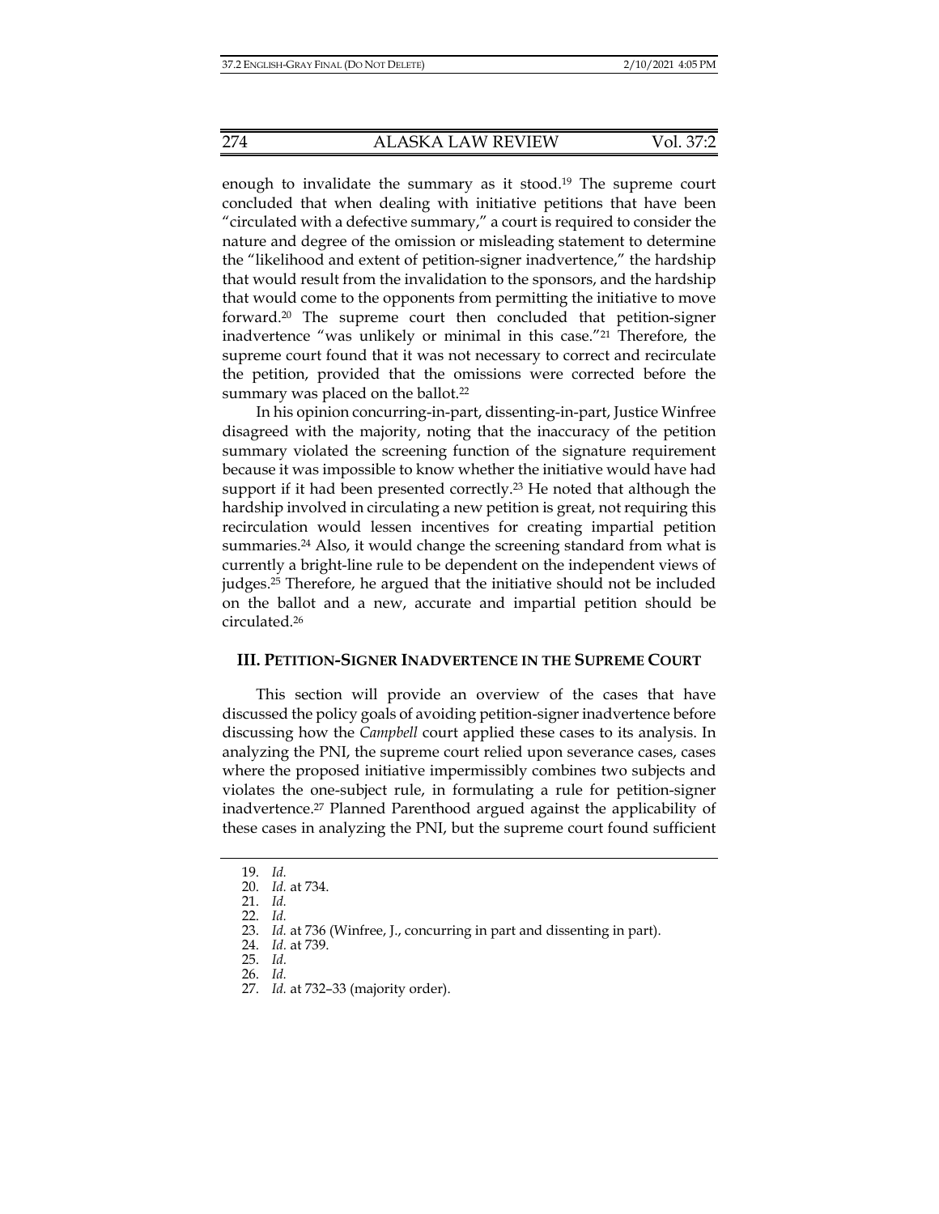enough to invalidate the summary as it stood.[19] The supreme court concluded that when dealing with initiative petitions that have been "circulated with a defective summary," a court is required to consider the nature and degree of the omission or misleading statement to determine the "likelihood and extent of petition-signer inadvertence," the hardship that would result from the invalidation to the sponsors, and the hardship that would come to the opponents from permitting the initiative to move forward.[20] The supreme court then concluded that petition-signer inadvertence "was unlikely or minimal in this case."[21] Therefore, the supreme court found that it was not necessary to correct and recirculate the petition, provided that the omissions were corrected before the summary was placed on the ballot.[22]

In his opinion concurring-in-part, dissenting-in-part, Justice Winfree disagreed with the majority, noting that the inaccuracy of the petition summary violated the screening function of the signature requirement because it was impossible to know whether the initiative would have had support if it had been presented correctly.[23] He noted that although the hardship involved in circulating a new petition is great, not requiring this recirculation would lessen incentives for creating impartial petition summaries.[24] Also, it would change the screening standard from what is currently a bright-line rule to be dependent on the independent views of judges.[25] Therefore, he argued that the initiative should not be included on the ballot and a new, accurate and impartial petition should be circulated.[26]

## III. PETITION-SIGNER INADVERTENCE IN THE SUPREME COURT

This section will provide an overview of the cases that have discussed the policy goals of avoiding petition-signer inadvertence before discussing how the *Campbell* court applied these cases to its analysis. In analyzing the PNI, the supreme court relied upon severance cases, cases where the proposed initiative impermissibly combines two subjects and violates the one-subject rule, in formulating a rule for petition-signer inadvertence.[27] Planned Parenthood argued against the applicability of these cases in analyzing the PNI, but the supreme court found sufficient

---

19. *Id.*
20. *Id.* at 734.
21. *Id.*
22. *Id.*
23. *Id.* at 736 (Winfree, J., concurring in part and dissenting in part).
24. *Id.* at 739.
25. *Id.*
26. *Id.*
27. *Id.* at 732–33 (majority order).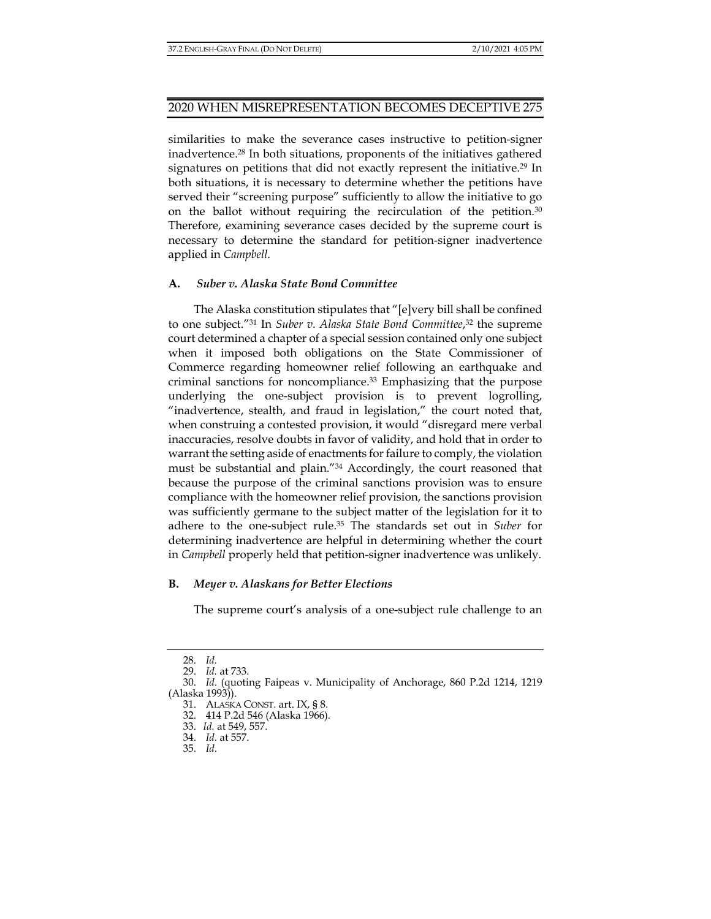similarities to make the severance cases instructive to petition-signer inadvertence.[28] In both situations, proponents of the initiatives gathered signatures on petitions that did not exactly represent the initiative.[29] In both situations, it is necessary to determine whether the petitions have served their "screening purpose" sufficiently to allow the initiative to go on the ballot without requiring the recirculation of the petition.[30] Therefore, examining severance cases decided by the supreme court is necessary to determine the standard for petition-signer inadvertence applied in *Campbell*.

### A. *Suber v. Alaska State Bond Committee*

The Alaska constitution stipulates that "[e]very bill shall be confined to one subject."[31] In *Suber v. Alaska State Bond Committee*,[32] the supreme court determined a chapter of a special session contained only one subject when it imposed both obligations on the State Commissioner of Commerce regarding homeowner relief following an earthquake and criminal sanctions for noncompliance.[33] Emphasizing that the purpose underlying the one-subject provision is to prevent logrolling, "inadvertence, stealth, and fraud in legislation," the court noted that, when construing a contested provision, it would "disregard mere verbal inaccuracies, resolve doubts in favor of validity, and hold that in order to warrant the setting aside of enactments for failure to comply, the violation must be substantial and plain."[34] Accordingly, the court reasoned that because the purpose of the criminal sanctions provision was to ensure compliance with the homeowner relief provision, the sanctions provision was sufficiently germane to the subject matter of the legislation for it to adhere to the one-subject rule.[35] The standards set out in *Suber* for determining inadvertence are helpful in determining whether the court in *Campbell* properly held that petition-signer inadvertence was unlikely.

### B. *Meyer v. Alaskans for Better Elections*

The supreme court's analysis of a one-subject rule challenge to an

---

28. *Id.*
29. *Id.* at 733.
30. *Id.* (quoting Faipeas v. Municipality of Anchorage, 860 P.2d 1214, 1219 (Alaska 1993)).
31. ALASKA CONST. art. IX, § 8.
32. 414 P.2d 546 (Alaska 1966).
33. *Id.* at 549, 557.
34. *Id.* at 557.
35. *Id.*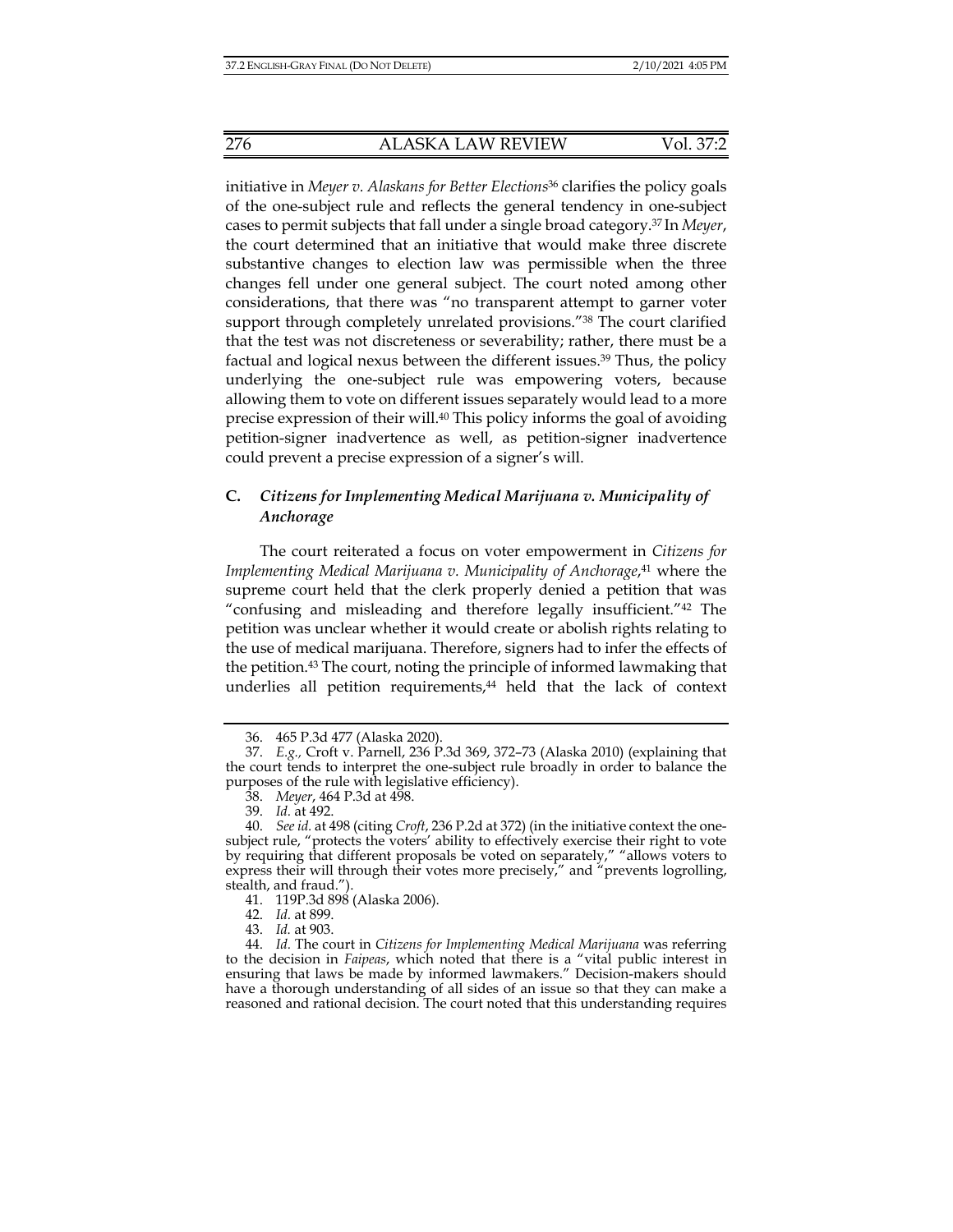initiative in *Meyer v. Alaskans for Better Elections*[36] clarifies the policy goals of the one-subject rule and reflects the general tendency in one-subject cases to permit subjects that fall under a single broad category.[37] In *Meyer*, the court determined that an initiative that would make three discrete substantive changes to election law was permissible when the three changes fell under one general subject. The court noted among other considerations, that there was "no transparent attempt to garner voter support through completely unrelated provisions."[38] The court clarified that the test was not discreteness or severability; rather, there must be a factual and logical nexus between the different issues.[39] Thus, the policy underlying the one-subject rule was empowering voters, because allowing them to vote on different issues separately would lead to a more precise expression of their will.[40] This policy informs the goal of avoiding petition-signer inadvertence as well, as petition-signer inadvertence could prevent a precise expression of a signer's will.

## C. *Citizens for Implementing Medical Marijuana v. Municipality of Anchorage*

The court reiterated a focus on voter empowerment in *Citizens for Implementing Medical Marijuana v. Municipality of Anchorage*,[41] where the supreme court held that the clerk properly denied a petition that was "confusing and misleading and therefore legally insufficient."[42] The petition was unclear whether it would create or abolish rights relating to the use of medical marijuana. Therefore, signers had to infer the effects of the petition.[43] The court, noting the principle of informed lawmaking that underlies all petition requirements,[44] held that the lack of context

---

36. 465 P.3d 477 (Alaska 2020).

37. *E.g.,* Croft v. Parnell, 236 P.3d 369, 372–73 (Alaska 2010) (explaining that the court tends to interpret the one-subject rule broadly in order to balance the purposes of the rule with legislative efficiency).

38. *Meyer*, 464 P.3d at 498.

39. *Id.* at 492.

40. *See id.* at 498 (citing *Croft*, 236 P.2d at 372) (in the initiative context the one-subject rule, "protects the voters' ability to effectively exercise their right to vote by requiring that different proposals be voted on separately," "allows voters to express their will through their votes more precisely," and "prevents logrolling, stealth, and fraud.").

41. 119P.3d 898 (Alaska 2006).

42. *Id.* at 899.

43. *Id.* at 903.

44. *Id.* The court in *Citizens for Implementing Medical Marijuana* was referring to the decision in *Faipeas*, which noted that there is a "vital public interest in ensuring that laws be made by informed lawmakers." Decision-makers should have a thorough understanding of all sides of an issue so that they can make a reasoned and rational decision. The court noted that this understanding requires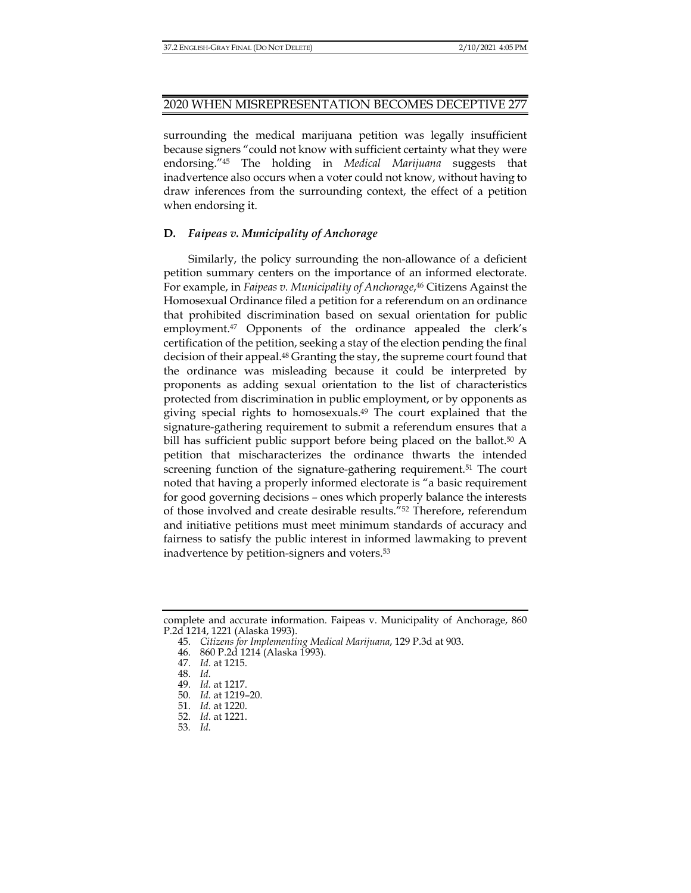surrounding the medical marijuana petition was legally insufficient because signers "could not know with sufficient certainty what they were endorsing."[45] The holding in *Medical Marijuana* suggests that inadvertence also occurs when a voter could not know, without having to draw inferences from the surrounding context, the effect of a petition when endorsing it.

### D. *Faipeas v. Municipality of Anchorage*

Similarly, the policy surrounding the non-allowance of a deficient petition summary centers on the importance of an informed electorate. For example, in *Faipeas v. Municipality of Anchorage*,[46] Citizens Against the Homosexual Ordinance filed a petition for a referendum on an ordinance that prohibited discrimination based on sexual orientation for public employment.[47] Opponents of the ordinance appealed the clerk's certification of the petition, seeking a stay of the election pending the final decision of their appeal.[48] Granting the stay, the supreme court found that the ordinance was misleading because it could be interpreted by proponents as adding sexual orientation to the list of characteristics protected from discrimination in public employment, or by opponents as giving special rights to homosexuals.[49] The court explained that the signature-gathering requirement to submit a referendum ensures that a bill has sufficient public support before being placed on the ballot.[50] A petition that mischaracterizes the ordinance thwarts the intended screening function of the signature-gathering requirement.[51] The court noted that having a properly informed electorate is "a basic requirement for good governing decisions – ones which properly balance the interests of those involved and create desirable results."[52] Therefore, referendum and initiative petitions must meet minimum standards of accuracy and fairness to satisfy the public interest in informed lawmaking to prevent inadvertence by petition-signers and voters.[53]

---

complete and accurate information. Faipeas v. Municipality of Anchorage, 860 P.2d 1214, 1221 (Alaska 1993).

45. *Citizens for Implementing Medical Marijuana*, 129 P.3d at 903.
46. 860 P.2d 1214 (Alaska 1993).
47. *Id.* at 1215.
48. *Id.*
49. *Id.* at 1217.
50. *Id.* at 1219–20.
51. *Id.* at 1220.
52. *Id.* at 1221.
53. *Id.*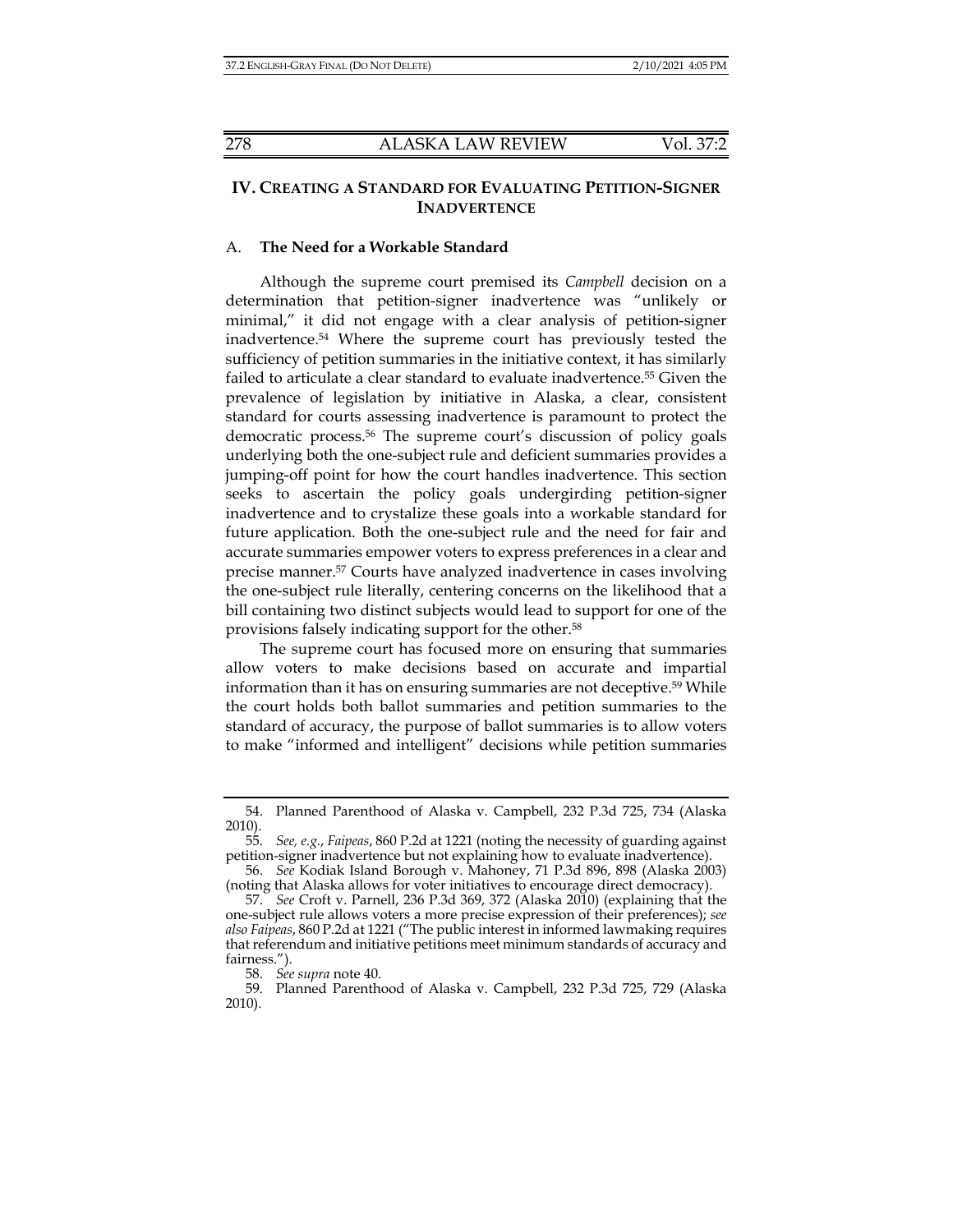## IV. CREATING A STANDARD FOR EVALUATING PETITION-SIGNER INADVERTENCE

### A. The Need for a Workable Standard

Although the supreme court premised its *Campbell* decision on a determination that petition-signer inadvertence was "unlikely or minimal," it did not engage with a clear analysis of petition-signer inadvertence.[54] Where the supreme court has previously tested the sufficiency of petition summaries in the initiative context, it has similarly failed to articulate a clear standard to evaluate inadvertence.[55] Given the prevalence of legislation by initiative in Alaska, a clear, consistent standard for courts assessing inadvertence is paramount to protect the democratic process.[56] The supreme court's discussion of policy goals underlying both the one-subject rule and deficient summaries provides a jumping-off point for how the court handles inadvertence. This section seeks to ascertain the policy goals undergirding petition-signer inadvertence and to crystalize these goals into a workable standard for future application. Both the one-subject rule and the need for fair and accurate summaries empower voters to express preferences in a clear and precise manner.[57] Courts have analyzed inadvertence in cases involving the one-subject rule literally, centering concerns on the likelihood that a bill containing two distinct subjects would lead to support for one of the provisions falsely indicating support for the other.[58]

The supreme court has focused more on ensuring that summaries allow voters to make decisions based on accurate and impartial information than it has on ensuring summaries are not deceptive.[59] While the court holds both ballot summaries and petition summaries to the standard of accuracy, the purpose of ballot summaries is to allow voters to make "informed and intelligent" decisions while petition summaries

---

54. Planned Parenthood of Alaska v. Campbell, 232 P.3d 725, 734 (Alaska 2010).

55. *See, e.g.*, *Faipeas*, 860 P.2d at 1221 (noting the necessity of guarding against petition-signer inadvertence but not explaining how to evaluate inadvertence).

56. *See* Kodiak Island Borough v. Mahoney, 71 P.3d 896, 898 (Alaska 2003) (noting that Alaska allows for voter initiatives to encourage direct democracy).

57. *See* Croft v. Parnell, 236 P.3d 369, 372 (Alaska 2010) (explaining that the one-subject rule allows voters a more precise expression of their preferences); *see also Faipeas*, 860 P.2d at 1221 ("The public interest in informed lawmaking requires that referendum and initiative petitions meet minimum standards of accuracy and fairness.").

58. *See supra* note 40.

59. Planned Parenthood of Alaska v. Campbell, 232 P.3d 725, 729 (Alaska 2010).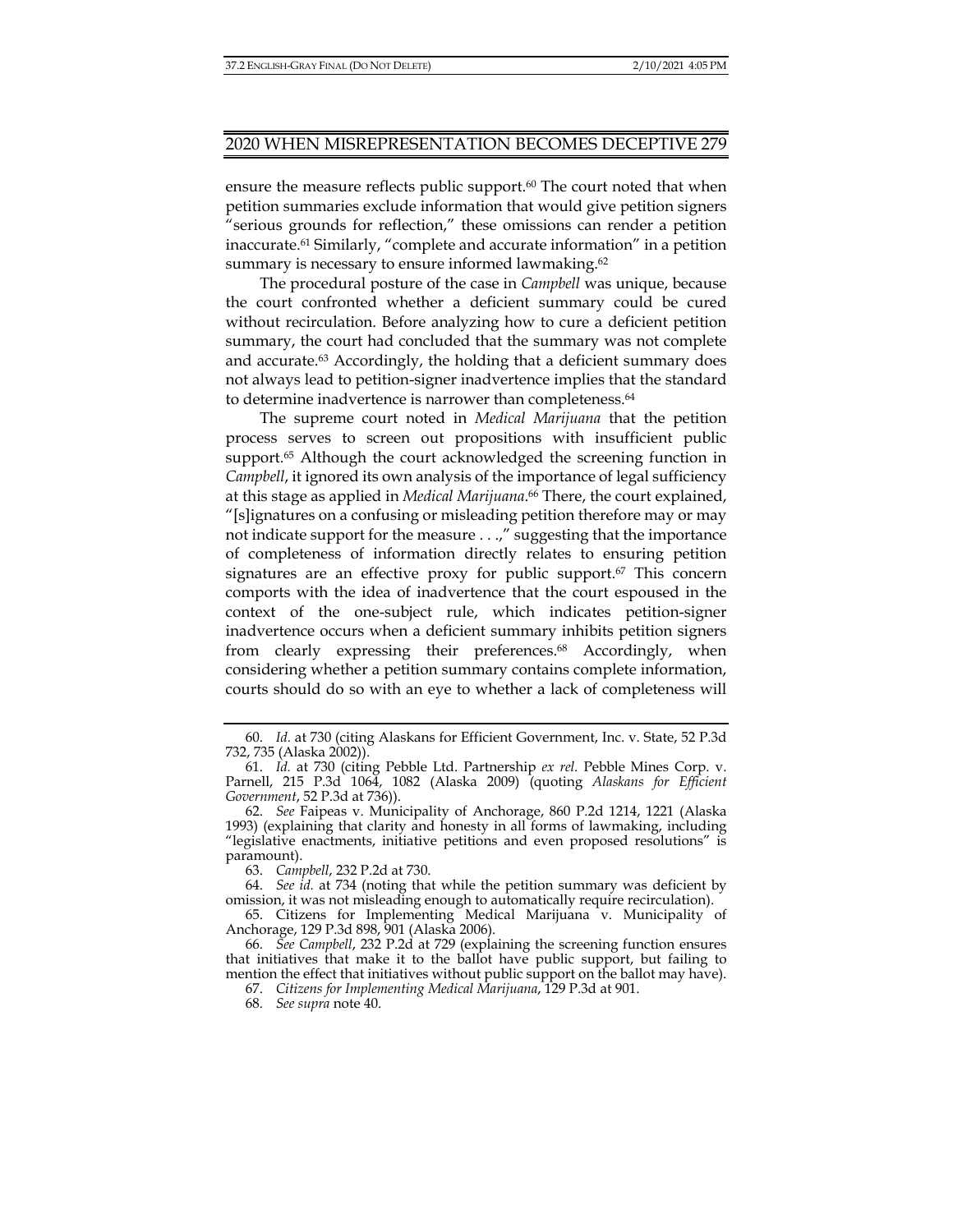ensure the measure reflects public support.[60] The court noted that when petition summaries exclude information that would give petition signers "serious grounds for reflection," these omissions can render a petition inaccurate.[61] Similarly, "complete and accurate information" in a petition summary is necessary to ensure informed lawmaking.[62]

The procedural posture of the case in *Campbell* was unique, because the court confronted whether a deficient summary could be cured without recirculation. Before analyzing how to cure a deficient petition summary, the court had concluded that the summary was not complete and accurate.[63] Accordingly, the holding that a deficient summary does not always lead to petition-signer inadvertence implies that the standard to determine inadvertence is narrower than completeness.[64]

The supreme court noted in *Medical Marijuana* that the petition process serves to screen out propositions with insufficient public support.[65] Although the court acknowledged the screening function in *Campbell*, it ignored its own analysis of the importance of legal sufficiency at this stage as applied in *Medical Marijuana*.[66] There, the court explained, "[s]ignatures on a confusing or misleading petition therefore may or may not indicate support for the measure . . .," suggesting that the importance of completeness of information directly relates to ensuring petition signatures are an effective proxy for public support.[67] This concern comports with the idea of inadvertence that the court espoused in the context of the one-subject rule, which indicates petition-signer inadvertence occurs when a deficient summary inhibits petition signers from clearly expressing their preferences.[68] Accordingly, when considering whether a petition summary contains complete information, courts should do so with an eye to whether a lack of completeness will

---

60. *Id.* at 730 (citing Alaskans for Efficient Government, Inc. v. State, 52 P.3d 732, 735 (Alaska 2002)).

61. *Id.* at 730 (citing Pebble Ltd. Partnership *ex rel.* Pebble Mines Corp. v. Parnell, 215 P.3d 1064, 1082 (Alaska 2009) (quoting *Alaskans for Efficient Government*, 52 P.3d at 736)).

62. *See* Faipeas v. Municipality of Anchorage, 860 P.2d 1214, 1221 (Alaska 1993) (explaining that clarity and honesty in all forms of lawmaking, including "legislative enactments, initiative petitions and even proposed resolutions" is paramount).

63. *Campbell*, 232 P.2d at 730.

64. *See id.* at 734 (noting that while the petition summary was deficient by omission, it was not misleading enough to automatically require recirculation).

65. Citizens for Implementing Medical Marijuana v. Municipality of Anchorage, 129 P.3d 898, 901 (Alaska 2006).

66. *See Campbell*, 232 P.2d at 729 (explaining the screening function ensures that initiatives that make it to the ballot have public support, but failing to mention the effect that initiatives without public support on the ballot may have).

67. *Citizens for Implementing Medical Marijuana*, 129 P.3d at 901.

68. *See supra* note 40.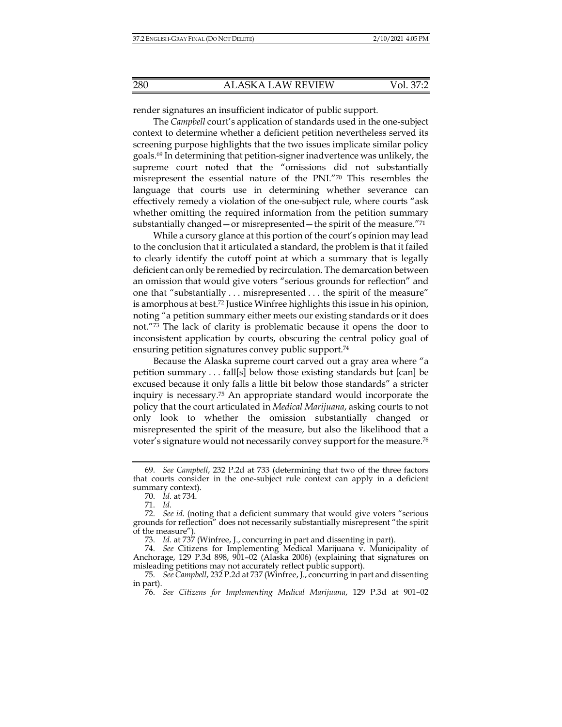render signatures an insufficient indicator of public support.

The *Campbell* court's application of standards used in the one-subject context to determine whether a deficient petition nevertheless served its screening purpose highlights that the two issues implicate similar policy goals.[69] In determining that petition-signer inadvertence was unlikely, the supreme court noted that the "omissions did not substantially misrepresent the essential nature of the PNI."[70] This resembles the language that courts use in determining whether severance can effectively remedy a violation of the one-subject rule, where courts "ask whether omitting the required information from the petition summary substantially changed—or misrepresented—the spirit of the measure."[71]

While a cursory glance at this portion of the court's opinion may lead to the conclusion that it articulated a standard, the problem is that it failed to clearly identify the cutoff point at which a summary that is legally deficient can only be remedied by recirculation. The demarcation between an omission that would give voters "serious grounds for reflection" and one that "substantially . . . misrepresented . . . the spirit of the measure" is amorphous at best.[72] Justice Winfree highlights this issue in his opinion, noting "a petition summary either meets our existing standards or it does not."[73] The lack of clarity is problematic because it opens the door to inconsistent application by courts, obscuring the central policy goal of ensuring petition signatures convey public support.[74]

Because the Alaska supreme court carved out a gray area where "a petition summary . . . fall[s] below those existing standards but [can] be excused because it only falls a little bit below those standards" a stricter inquiry is necessary.[75] An appropriate standard would incorporate the policy that the court articulated in *Medical Marijuana*, asking courts to not only look to whether the omission substantially changed or misrepresented the spirit of the measure, but also the likelihood that a voter's signature would not necessarily convey support for the measure.[76]

---

69. *See Campbell*, 232 P.2d at 733 (determining that two of the three factors that courts consider in the one-subject rule context can apply in a deficient summary context).

70. *Id.* at 734.

71. *Id.*

72. *See id.* (noting that a deficient summary that would give voters "serious grounds for reflection" does not necessarily substantially misrepresent "the spirit of the measure").

73. *Id.* at 737 (Winfree, J., concurring in part and dissenting in part).

74. *See* Citizens for Implementing Medical Marijuana v. Municipality of Anchorage, 129 P.3d 898, 901–02 (Alaska 2006) (explaining that signatures on misleading petitions may not accurately reflect public support).

75. *See Campbell*, 232 P.2d at 737 (Winfree, J., concurring in part and dissenting in part).

76. *See Citizens for Implementing Medical Marijuana*, 129 P.3d at 901–02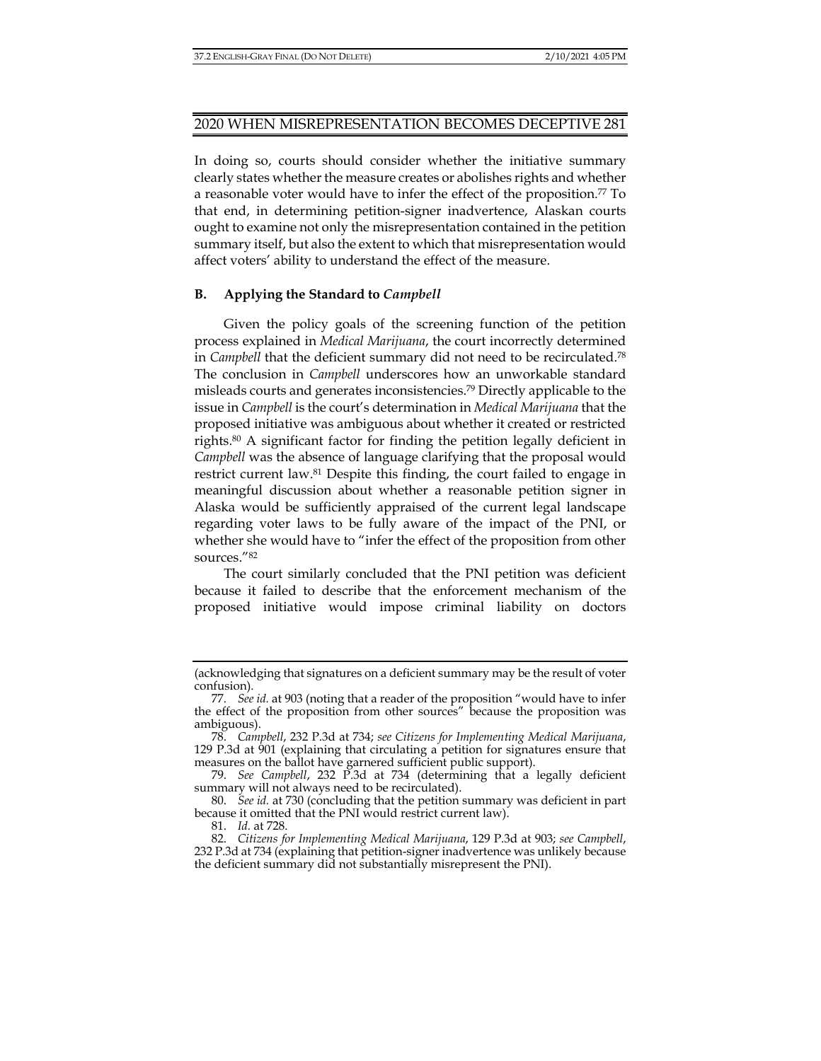In doing so, courts should consider whether the initiative summary clearly states whether the measure creates or abolishes rights and whether a reasonable voter would have to infer the effect of the proposition.[77] To that end, in determining petition-signer inadvertence, Alaskan courts ought to examine not only the misrepresentation contained in the petition summary itself, but also the extent to which that misrepresentation would affect voters' ability to understand the effect of the measure.

### B. Applying the Standard to *Campbell*

Given the policy goals of the screening function of the petition process explained in *Medical Marijuana*, the court incorrectly determined in *Campbell* that the deficient summary did not need to be recirculated.[78] The conclusion in *Campbell* underscores how an unworkable standard misleads courts and generates inconsistencies.[79] Directly applicable to the issue in *Campbell* is the court's determination in *Medical Marijuana* that the proposed initiative was ambiguous about whether it created or restricted rights.[80] A significant factor for finding the petition legally deficient in *Campbell* was the absence of language clarifying that the proposal would restrict current law.[81] Despite this finding, the court failed to engage in meaningful discussion about whether a reasonable petition signer in Alaska would be sufficiently appraised of the current legal landscape regarding voter laws to be fully aware of the impact of the PNI, or whether she would have to "infer the effect of the proposition from other sources."[82]

The court similarly concluded that the PNI petition was deficient because it failed to describe that the enforcement mechanism of the proposed initiative would impose criminal liability on doctors

---

(acknowledging that signatures on a deficient summary may be the result of voter confusion).

77. *See id.* at 903 (noting that a reader of the proposition "would have to infer the effect of the proposition from other sources" because the proposition was ambiguous).

78. *Campbell*, 232 P.3d at 734; *see Citizens for Implementing Medical Marijuana*, 129 P.3d at 901 (explaining that circulating a petition for signatures ensure that measures on the ballot have garnered sufficient public support).

79. *See Campbell*, 232 P.3d at 734 (determining that a legally deficient summary will not always need to be recirculated).

80. *See id.* at 730 (concluding that the petition summary was deficient in part because it omitted that the PNI would restrict current law).

81. *Id.* at 728.

82. *Citizens for Implementing Medical Marijuana*, 129 P.3d at 903; *see Campbell*, 232 P.3d at 734 (explaining that petition-signer inadvertence was unlikely because the deficient summary did not substantially misrepresent the PNI).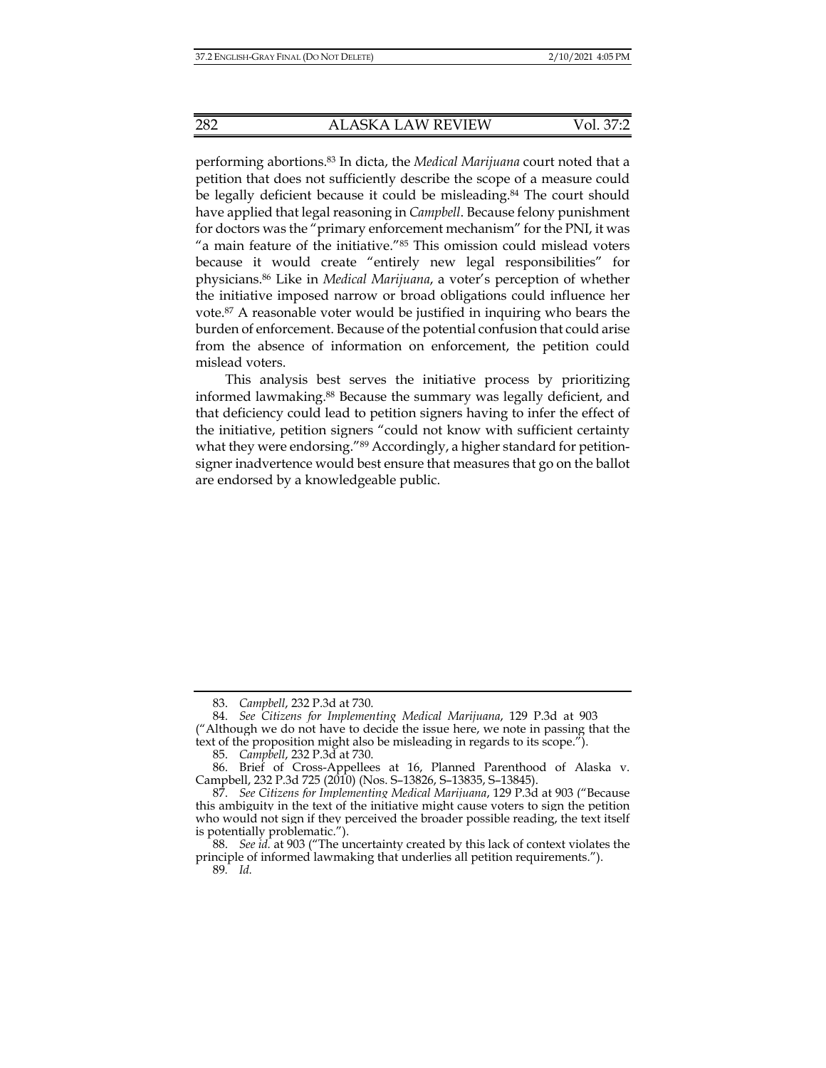performing abortions.[83] In dicta, the *Medical Marijuana* court noted that a petition that does not sufficiently describe the scope of a measure could be legally deficient because it could be misleading.[84] The court should have applied that legal reasoning in *Campbell*. Because felony punishment for doctors was the "primary enforcement mechanism" for the PNI, it was "a main feature of the initiative."[85] This omission could mislead voters because it would create "entirely new legal responsibilities" for physicians.[86] Like in *Medical Marijuana*, a voter's perception of whether the initiative imposed narrow or broad obligations could influence her vote.[87] A reasonable voter would be justified in inquiring who bears the burden of enforcement. Because of the potential confusion that could arise from the absence of information on enforcement, the petition could mislead voters.

This analysis best serves the initiative process by prioritizing informed lawmaking.[88] Because the summary was legally deficient, and that deficiency could lead to petition signers having to infer the effect of the initiative, petition signers "could not know with sufficient certainty what they were endorsing."[89] Accordingly, a higher standard for petition-signer inadvertence would best ensure that measures that go on the ballot are endorsed by a knowledgeable public.

---

83. *Campbell*, 232 P.3d at 730.

84. *See Citizens for Implementing Medical Marijuana*, 129 P.3d at 903 ("Although we do not have to decide the issue here, we note in passing that the text of the proposition might also be misleading in regards to its scope.").

85. *Campbell*, 232 P.3d at 730.

86. Brief of Cross-Appellees at 16, Planned Parenthood of Alaska v. Campbell, 232 P.3d 725 (2010) (Nos. S–13826, S–13835, S–13845).

87. *See Citizens for Implementing Medical Marijuana*, 129 P.3d at 903 ("Because this ambiguity in the text of the initiative might cause voters to sign the petition who would not sign if they perceived the broader possible reading, the text itself is potentially problematic.").

88. *See id.* at 903 ("The uncertainty created by this lack of context violates the principle of informed lawmaking that underlies all petition requirements.").

89. *Id.*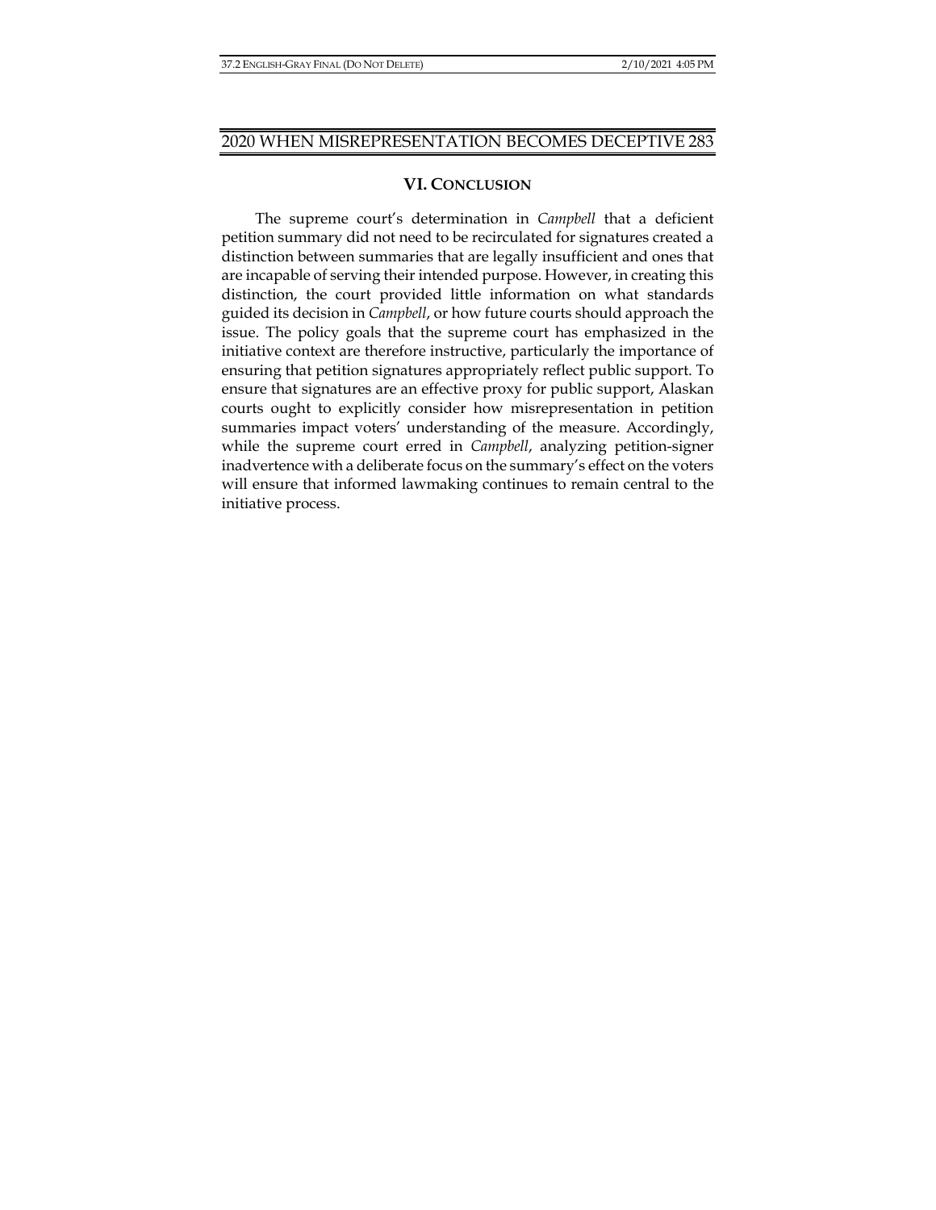## VI. Conclusion

The supreme court's determination in *Campbell* that a deficient petition summary did not need to be recirculated for signatures created a distinction between summaries that are legally insufficient and ones that are incapable of serving their intended purpose. However, in creating this distinction, the court provided little information on what standards guided its decision in *Campbell*, or how future courts should approach the issue. The policy goals that the supreme court has emphasized in the initiative context are therefore instructive, particularly the importance of ensuring that petition signatures appropriately reflect public support. To ensure that signatures are an effective proxy for public support, Alaskan courts ought to explicitly consider how misrepresentation in petition summaries impact voters' understanding of the measure. Accordingly, while the supreme court erred in *Campbell*, analyzing petition-signer inadvertence with a deliberate focus on the summary's effect on the voters will ensure that informed lawmaking continues to remain central to the initiative process.